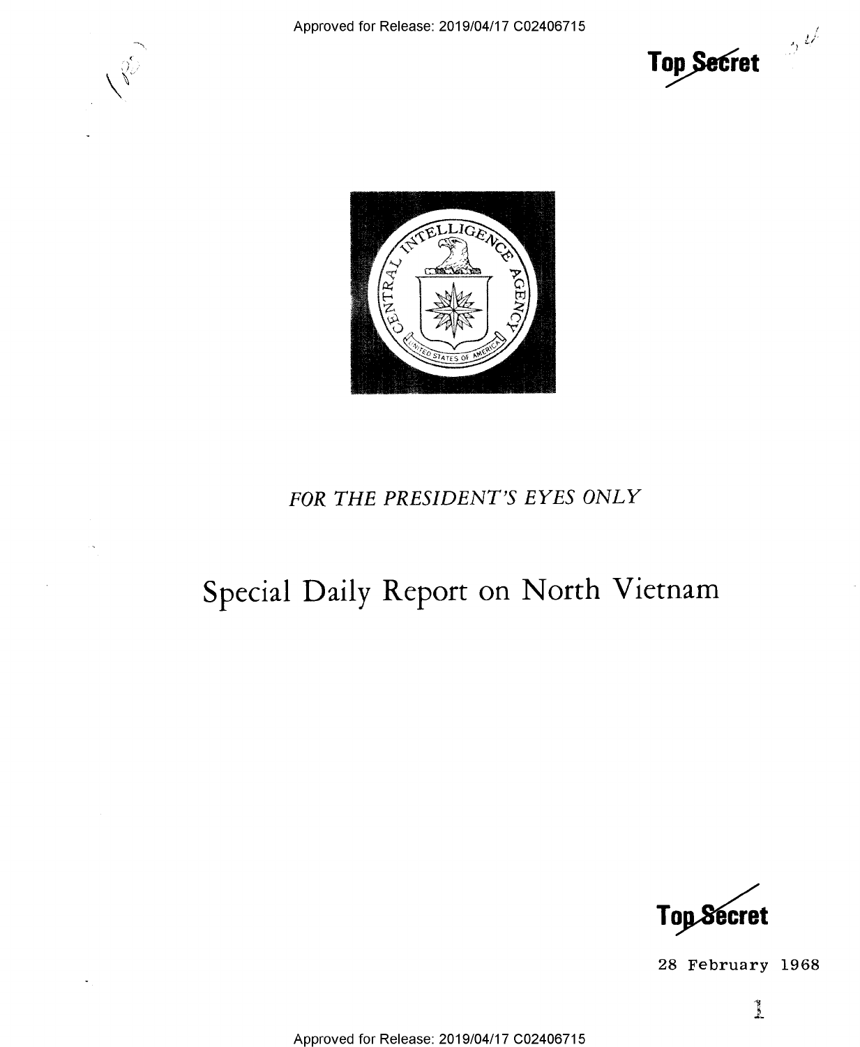Top Secret

*FOR THE PRESIDENT'S EYES ONLY*

# Special Daily Report on North Vietnam

Top Secret

28 February 1968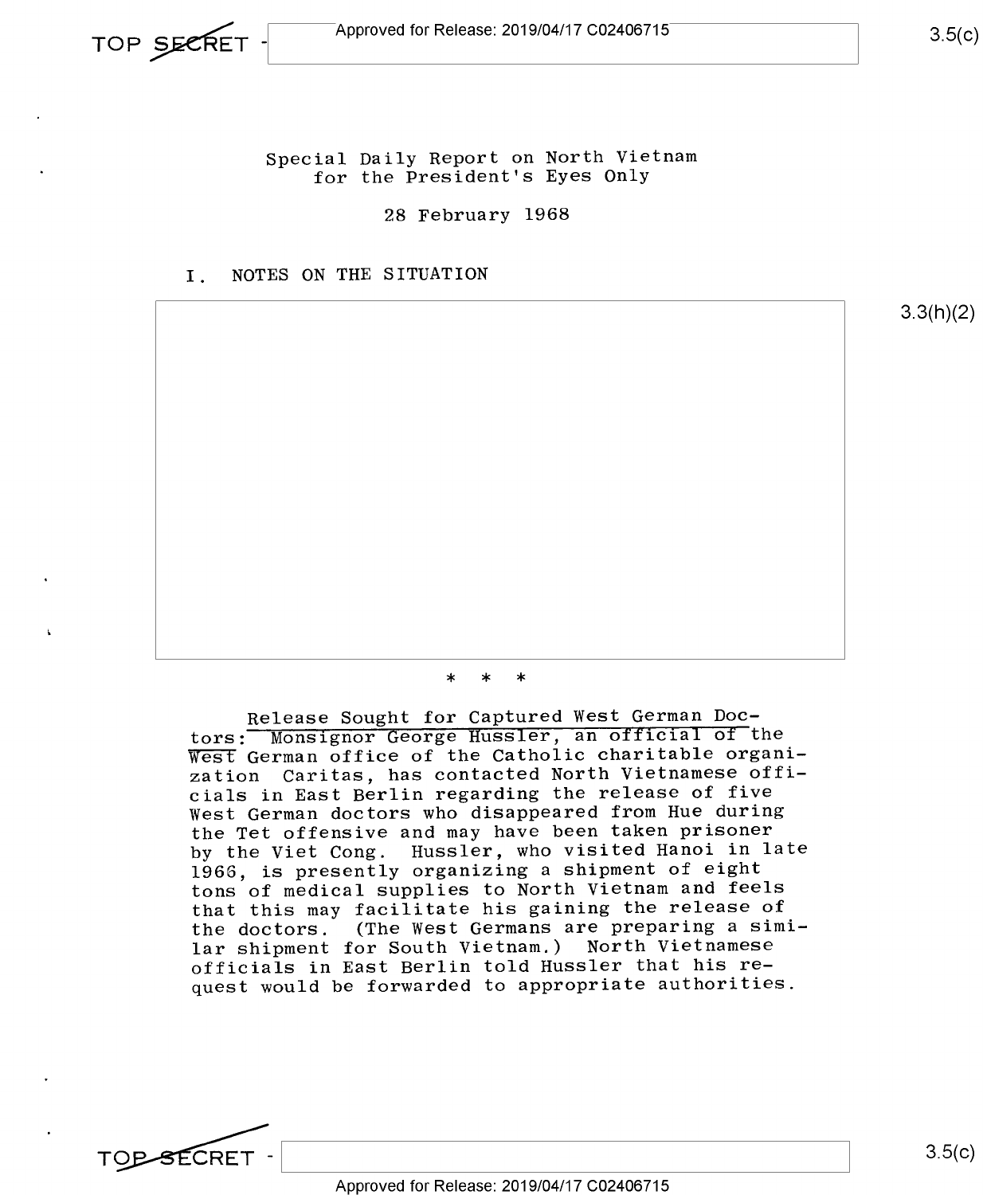Special Daily Report on North Vietnam
for the President's Eyes Only

28 February 1968

## I. NOTES ON THE SITUATION

\* \* \*

<u>Release Sought for Captured West German Doctors:</u> Monsignor George Hussler, an official of the West German office of the Catholic charitable organization Caritas, has contacted North Vietnamese officials in East Berlin regarding the release of five West German doctors who disappeared from Hue during the Tet offensive and may have been taken prisoner by the Viet Cong. Hussler, who visited Hanoi in late 1966, is presently organizing a shipment of eight tons of medical supplies to North Vietnam and feels that this may facilitate his gaining the release of the doctors. (The West Germans are preparing a similar shipment for South Vietnam.) North Vietnamese officials in East Berlin told Hussler that his request would be forwarded to appropriate authorities.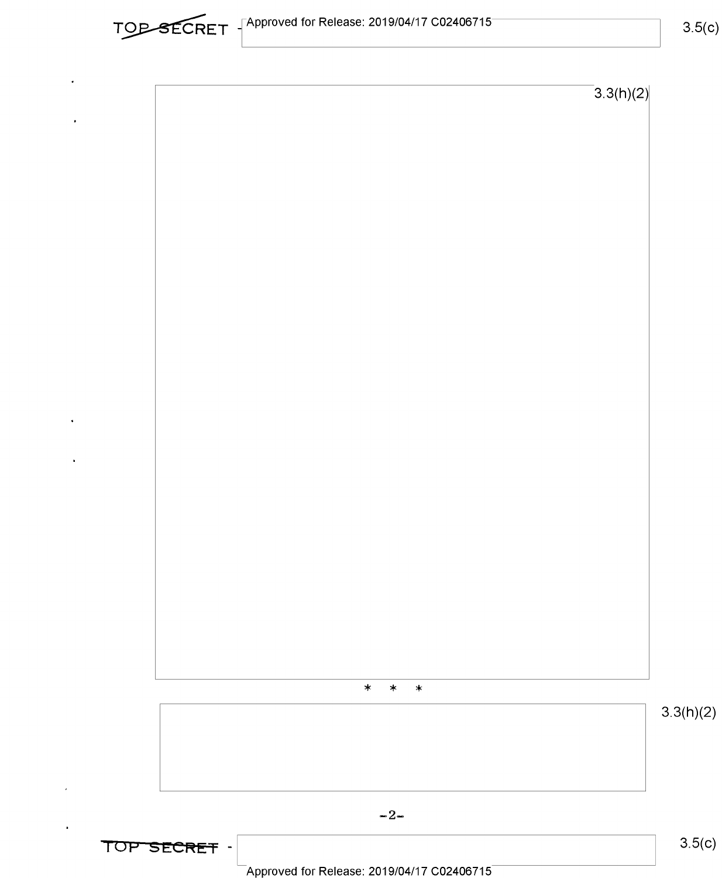TOP SECRET - Approved for Release: 2019/04/17 C02406715

3.5(c)

3.3(h)(2)

\* \* \*

3.3(h)(2)

TOP SECRET -

3.5(c)

Approved for Release: 2019/04/17 C02406715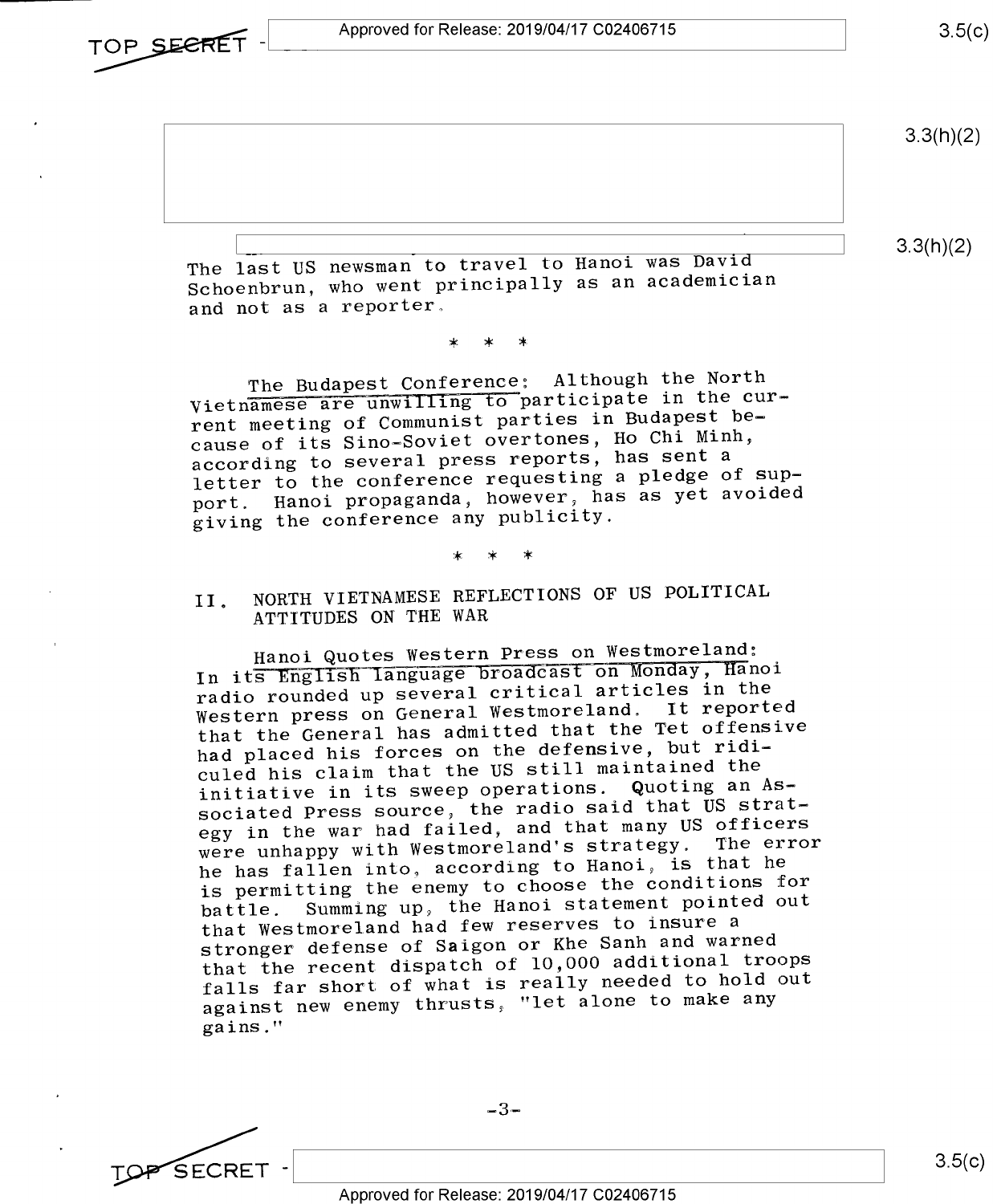The last US newsman to travel to Hanoi was David Schoenbrun, who went principally as an academician and not as a reporter.

\* \* \*

The Budapest Conference: Although the North Vietnamese are unwilling to participate in the current meeting of Communist parties in Budapest because of its Sino-Soviet overtones, Ho Chi Minh, according to several press reports, has sent a letter to the conference requesting a pledge of support. Hanoi propaganda, however, has as yet avoided giving the conference any publicity.

\* \* \*

## II. NORTH VIETNAMESE REFLECTIONS OF US POLITICAL ATTITUDES ON THE WAR

Hanoi Quotes Western Press on Westmoreland: In its English language broadcast on Monday, Hanoi radio rounded up several critical articles in the Western press on General Westmoreland. It reported that the General has admitted that the Tet offensive had placed his forces on the defensive, but ridiculed his claim that the US still maintained the initiative in its sweep operations. Quoting an Associated Press source, the radio said that US strategy in the war had failed, and that many US officers were unhappy with Westmoreland's strategy. The error he has fallen into, according to Hanoi, is that he is permitting the enemy to choose the conditions for battle. Summing up, the Hanoi statement pointed out that Westmoreland had few reserves to insure a stronger defense of Saigon or Khe Sanh and warned that the recent dispatch of 10,000 additional troops falls far short of what is really needed to hold out against new enemy thrusts, "let alone to make any gains."